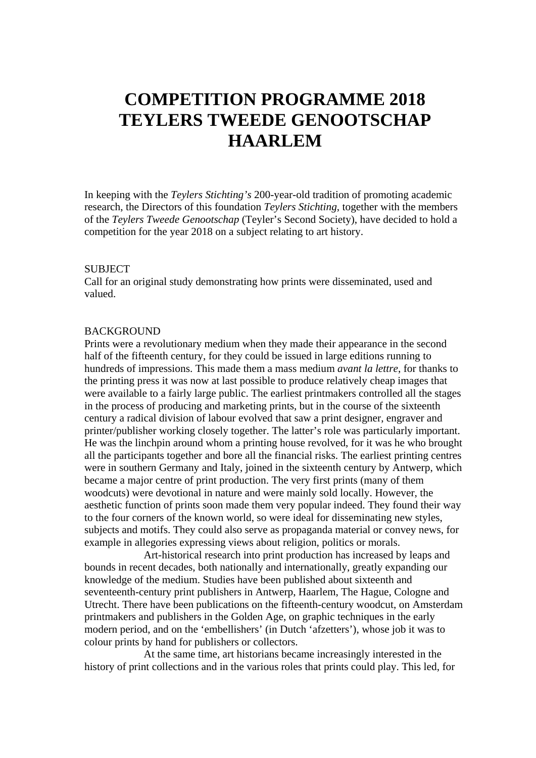# COMPETITION PROGRAMME 2018 TEYLERS TWEEDE GENOOTSCHAP HAARLEM

In keeping with the *Teylers Stichting's* 200-year-old tradition of promoting academic research, the Directors of this foundation *Teylers Stichting*, together with the members of the *Teylers Tweede Genootschap* (Teyler's Second Society), have decided to hold a competition for the year 2018 on a subject relating to art history.

SUBJECT
Call for an original study demonstrating how prints were disseminated, used and valued.

BACKGROUND
Prints were a revolutionary medium when they made their appearance in the second half of the fifteenth century, for they could be issued in large editions running to hundreds of impressions. This made them a mass medium *avant la lettre*, for thanks to the printing press it was now at last possible to produce relatively cheap images that were available to a fairly large public. The earliest printmakers controlled all the stages in the process of producing and marketing prints, but in the course of the sixteenth century a radical division of labour evolved that saw a print designer, engraver and printer/publisher working closely together. The latter's role was particularly important. He was the linchpin around whom a printing house revolved, for it was he who brought all the participants together and bore all the financial risks. The earliest printing centres were in southern Germany and Italy, joined in the sixteenth century by Antwerp, which became a major centre of print production. The very first prints (many of them woodcuts) were devotional in nature and were mainly sold locally. However, the aesthetic function of prints soon made them very popular indeed. They found their way to the four corners of the known world, so were ideal for disseminating new styles, subjects and motifs. They could also serve as propaganda material or convey news, for example in allegories expressing views about religion, politics or morals.

Art-historical research into print production has increased by leaps and bounds in recent decades, both nationally and internationally, greatly expanding our knowledge of the medium. Studies have been published about sixteenth and seventeenth-century print publishers in Antwerp, Haarlem, The Hague, Cologne and Utrecht. There have been publications on the fifteenth-century woodcut, on Amsterdam printmakers and publishers in the Golden Age, on graphic techniques in the early modern period, and on the 'embellishers' (in Dutch 'afzetters'), whose job it was to colour prints by hand for publishers or collectors.

At the same time, art historians became increasingly interested in the history of print collections and in the various roles that prints could play. This led, for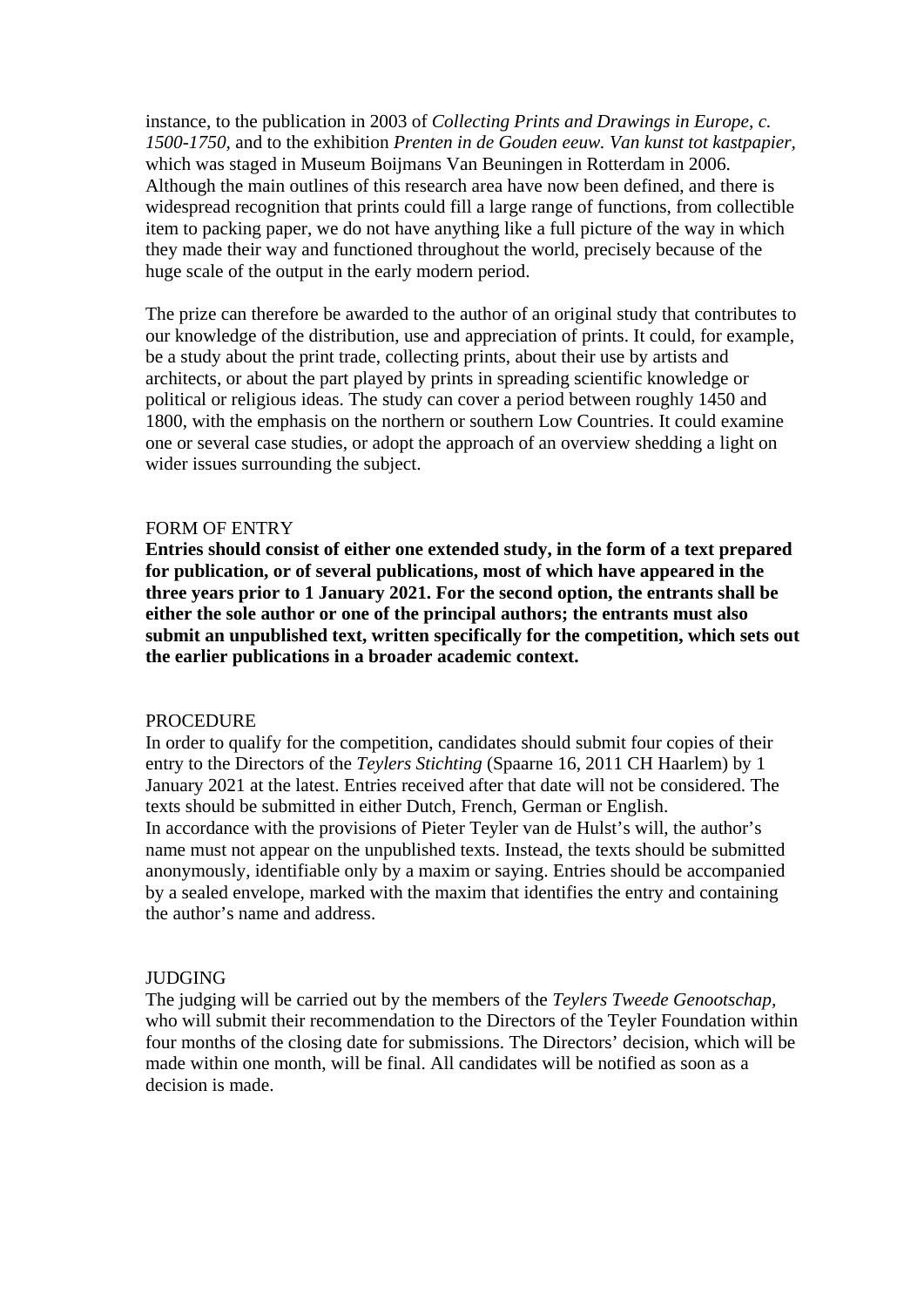instance, to the publication in 2003 of *Collecting Prints and Drawings in Europe, c. 1500-1750*, and to the exhibition *Prenten in de Gouden eeuw. Van kunst tot kastpapier*, which was staged in Museum Boijmans Van Beuningen in Rotterdam in 2006. Although the main outlines of this research area have now been defined, and there is widespread recognition that prints could fill a large range of functions, from collectible item to packing paper, we do not have anything like a full picture of the way in which they made their way and functioned throughout the world, precisely because of the huge scale of the output in the early modern period.

The prize can therefore be awarded to the author of an original study that contributes to our knowledge of the distribution, use and appreciation of prints. It could, for example, be a study about the print trade, collecting prints, about their use by artists and architects, or about the part played by prints in spreading scientific knowledge or political or religious ideas. The study can cover a period between roughly 1450 and 1800, with the emphasis on the northern or southern Low Countries. It could examine one or several case studies, or adopt the approach of an overview shedding a light on wider issues surrounding the subject.

## FORM OF ENTRY

**Entries should consist of either one extended study, in the form of a text prepared for publication, or of several publications, most of which have appeared in the three years prior to 1 January 2021. For the second option, the entrants shall be either the sole author or one of the principal authors; the entrants must also submit an unpublished text, written specifically for the competition, which sets out the earlier publications in a broader academic context.**

## PROCEDURE

In order to qualify for the competition, candidates should submit four copies of their entry to the Directors of the *Teylers Stichting* (Spaarne 16, 2011 CH Haarlem) by 1 January 2021 at the latest. Entries received after that date will not be considered. The texts should be submitted in either Dutch, French, German or English.
In accordance with the provisions of Pieter Teyler van de Hulst's will, the author's name must not appear on the unpublished texts. Instead, the texts should be submitted anonymously, identifiable only by a maxim or saying. Entries should be accompanied by a sealed envelope, marked with the maxim that identifies the entry and containing the author's name and address.

## JUDGING

The judging will be carried out by the members of the *Teylers Tweede Genootschap*, who will submit their recommendation to the Directors of the Teyler Foundation within four months of the closing date for submissions. The Directors' decision, which will be made within one month, will be final. All candidates will be notified as soon as a decision is made.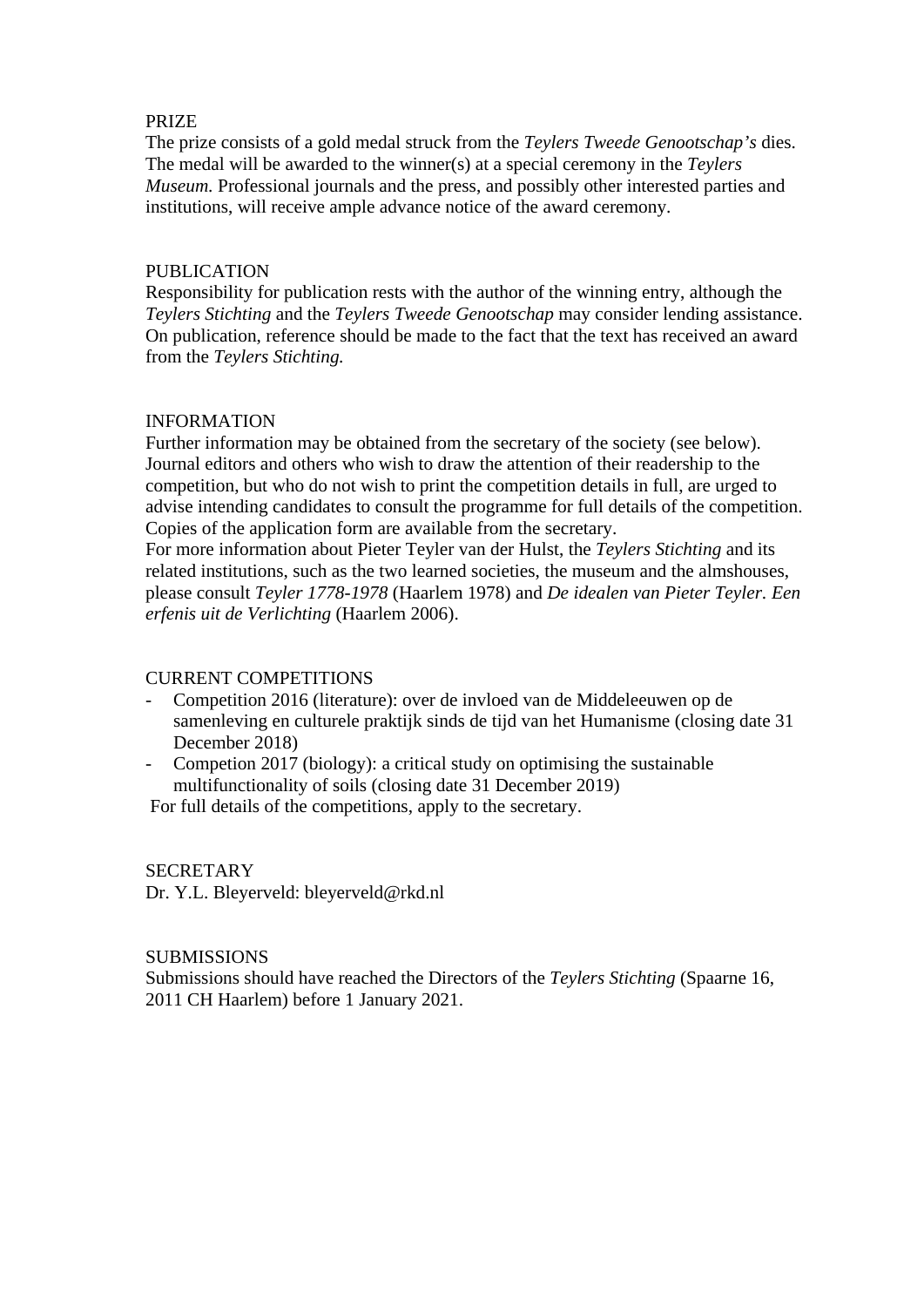## PRIZE

The prize consists of a gold medal struck from the *Teylers Tweede Genootschap's* dies. The medal will be awarded to the winner(s) at a special ceremony in the *Teylers Museum.* Professional journals and the press, and possibly other interested parties and institutions, will receive ample advance notice of the award ceremony.

## PUBLICATION

Responsibility for publication rests with the author of the winning entry, although the *Teylers Stichting* and the *Teylers Tweede Genootschap* may consider lending assistance. On publication, reference should be made to the fact that the text has received an award from the *Teylers Stichting.*

## INFORMATION

Further information may be obtained from the secretary of the society (see below). Journal editors and others who wish to draw the attention of their readership to the competition, but who do not wish to print the competition details in full, are urged to advise intending candidates to consult the programme for full details of the competition. Copies of the application form are available from the secretary.
For more information about Pieter Teyler van der Hulst, the *Teylers Stichting* and its related institutions, such as the two learned societies, the museum and the almshouses, please consult *Teyler 1778-1978* (Haarlem 1978) and *De idealen van Pieter Teyler. Een erfenis uit de Verlichting* (Haarlem 2006).

## CURRENT COMPETITIONS

- Competition 2016 (literature): over de invloed van de Middeleeuwen op de samenleving en culturele praktijk sinds de tijd van het Humanisme (closing date 31 December 2018)
- Competion 2017 (biology): a critical study on optimising the sustainable multifunctionality of soils (closing date 31 December 2019)

For full details of the competitions, apply to the secretary.

## SECRETARY

Dr. Y.L. Bleyerveld: bleyerveld@rkd.nl

## SUBMISSIONS

Submissions should have reached the Directors of the *Teylers Stichting* (Spaarne 16, 2011 CH Haarlem) before 1 January 2021.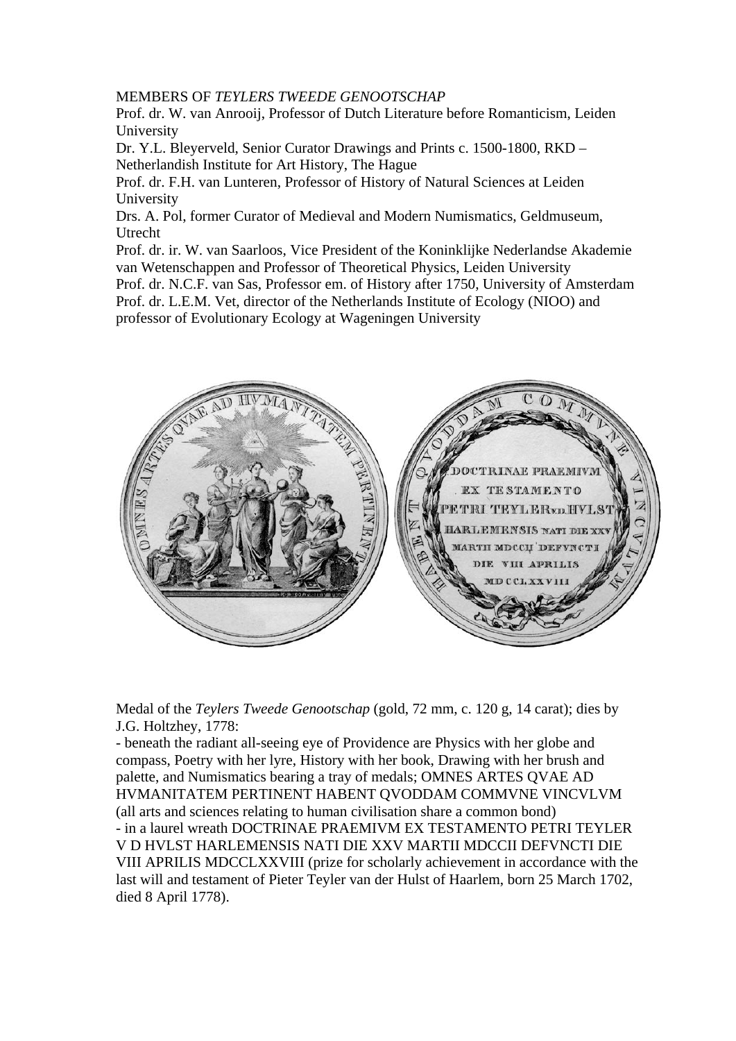MEMBERS OF *TEYLERS TWEEDE GENOOTSCHAP*

Prof. dr. W. van Anrooij, Professor of Dutch Literature before Romanticism, Leiden University

Dr. Y.L. Bleyerveld, Senior Curator Drawings and Prints c. 1500-1800, RKD – Netherlandish Institute for Art History, The Hague

Prof. dr. F.H. van Lunteren, Professor of History of Natural Sciences at Leiden University

Drs. A. Pol, former Curator of Medieval and Modern Numismatics, Geldmuseum, Utrecht

Prof. dr. ir. W. van Saarloos, Vice President of the Koninklijke Nederlandse Akademie van Wetenschappen and Professor of Theoretical Physics, Leiden University

Prof. dr. N.C.F. van Sas, Professor em. of History after 1750, University of Amsterdam

Prof. dr. L.E.M. Vet, director of the Netherlands Institute of Ecology (NIOO) and professor of Evolutionary Ecology at Wageningen University

Medal of the *Teylers Tweede Genootschap* (gold, 72 mm, c. 120 g, 14 carat); dies by J.G. Holtzhey, 1778:

- beneath the radiant all-seeing eye of Providence are Physics with her globe and compass, Poetry with her lyre, History with her book, Drawing with her brush and palette, and Numismatics bearing a tray of medals; OMNES ARTES QVAE AD HVMANITATEM PERTINENT HABENT QVODDAM COMMVNE VINCVLVM (all arts and sciences relating to human civilisation share a common bond)
- in a laurel wreath DOCTRINAE PRAEMIVM EX TESTAMENTO PETRI TEYLER V D HVLST HARLEMENSIS NATI DIE XXV MARTII MDCCII DEFVNCTI DIE VIII APRILIS MDCCLXXVIII (prize for scholarly achievement in accordance with the last will and testament of Pieter Teyler van der Hulst of Haarlem, born 25 March 1702, died 8 April 1778).